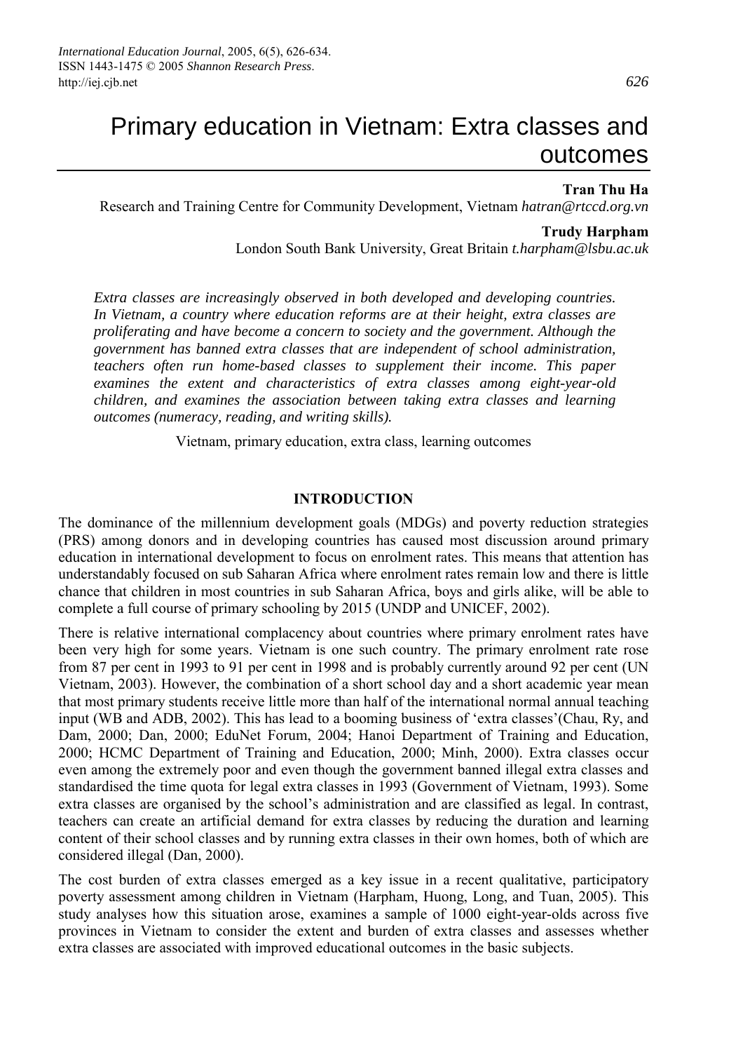# Primary education in Vietnam: Extra classes and outcomes

**Tran Thu Ha**
Research and Training Centre for Community Development, Vietnam *hatran@rtccd.org.vn*

**Trudy Harpham**
London South Bank University, Great Britain *t.harpham@lsbu.ac.uk*

*Extra classes are increasingly observed in both developed and developing countries. In Vietnam, a country where education reforms are at their height, extra classes are proliferating and have become a concern to society and the government. Although the government has banned extra classes that are independent of school administration, teachers often run home-based classes to supplement their income. This paper examines the extent and characteristics of extra classes among eight-year-old children, and examines the association between taking extra classes and learning outcomes (numeracy, reading, and writing skills).*

Vietnam, primary education, extra class, learning outcomes

## INTRODUCTION

The dominance of the millennium development goals (MDGs) and poverty reduction strategies (PRS) among donors and in developing countries has caused most discussion around primary education in international development to focus on enrolment rates. This means that attention has understandably focused on sub Saharan Africa where enrolment rates remain low and there is little chance that children in most countries in sub Saharan Africa, boys and girls alike, will be able to complete a full course of primary schooling by 2015 (UNDP and UNICEF, 2002).

There is relative international complacency about countries where primary enrolment rates have been very high for some years. Vietnam is one such country. The primary enrolment rate rose from 87 per cent in 1993 to 91 per cent in 1998 and is probably currently around 92 per cent (UN Vietnam, 2003). However, the combination of a short school day and a short academic year mean that most primary students receive little more than half of the international normal annual teaching input (WB and ADB, 2002). This has lead to a booming business of 'extra classes'(Chau, Ry, and Dam, 2000; Dan, 2000; EduNet Forum, 2004; Hanoi Department of Training and Education, 2000; HCMC Department of Training and Education, 2000; Minh, 2000). Extra classes occur even among the extremely poor and even though the government banned illegal extra classes and standardised the time quota for legal extra classes in 1993 (Government of Vietnam, 1993). Some extra classes are organised by the school's administration and are classified as legal. In contrast, teachers can create an artificial demand for extra classes by reducing the duration and learning content of their school classes and by running extra classes in their own homes, both of which are considered illegal (Dan, 2000).

The cost burden of extra classes emerged as a key issue in a recent qualitative, participatory poverty assessment among children in Vietnam (Harpham, Huong, Long, and Tuan, 2005). This study analyses how this situation arose, examines a sample of 1000 eight-year-olds across five provinces in Vietnam to consider the extent and burden of extra classes and assesses whether extra classes are associated with improved educational outcomes in the basic subjects.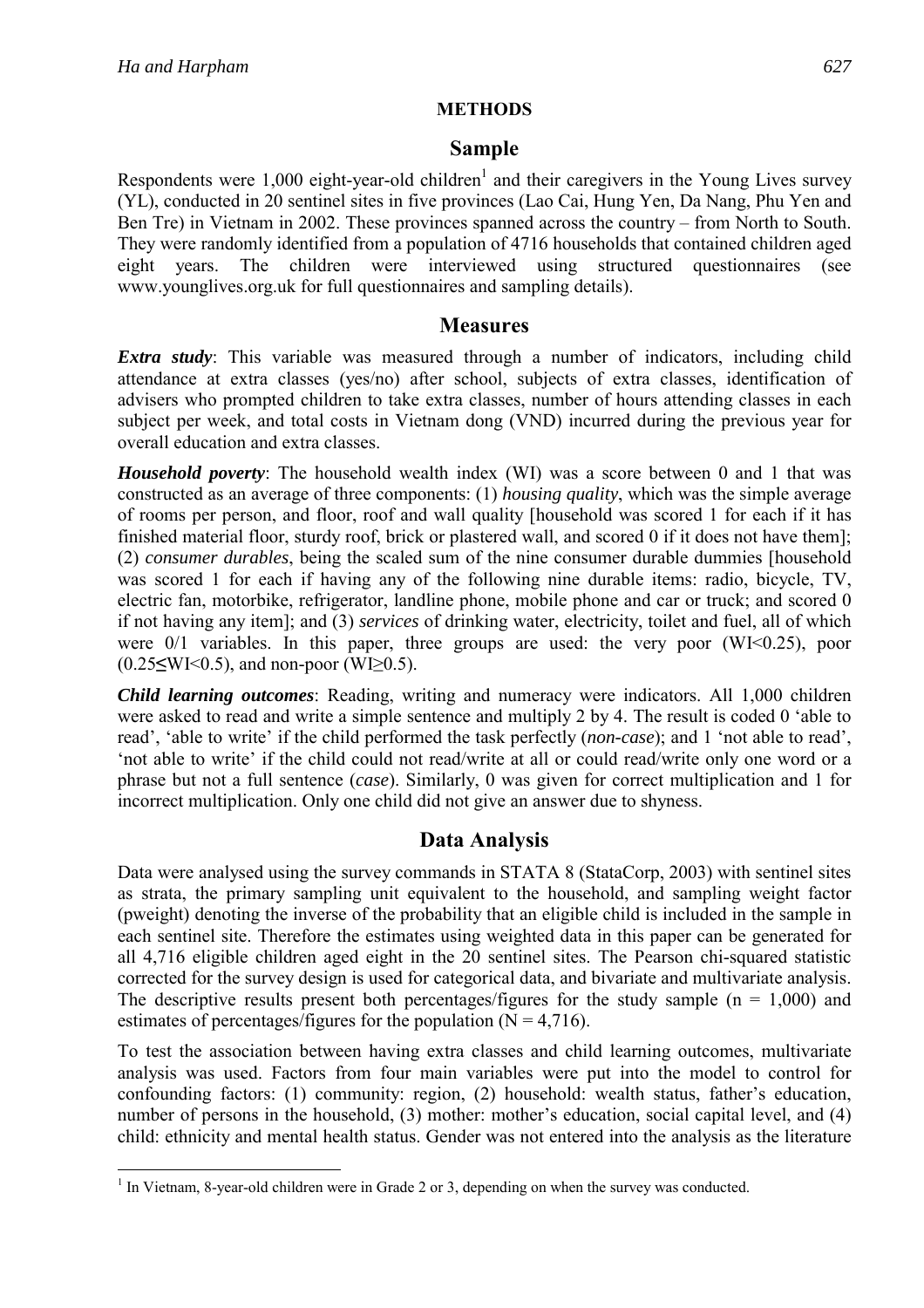## METHODS

### Sample

Respondents were 1,000 eight-year-old children[1] and their caregivers in the Young Lives survey (YL), conducted in 20 sentinel sites in five provinces (Lao Cai, Hung Yen, Da Nang, Phu Yen and Ben Tre) in Vietnam in 2002. These provinces spanned across the country – from North to South. They were randomly identified from a population of 4716 households that contained children aged eight years. The children were interviewed using structured questionnaires (see www.younglives.org.uk for full questionnaires and sampling details).

### Measures

***Extra study***: This variable was measured through a number of indicators, including child attendance at extra classes (yes/no) after school, subjects of extra classes, identification of advisers who prompted children to take extra classes, number of hours attending classes in each subject per week, and total costs in Vietnam dong (VND) incurred during the previous year for overall education and extra classes.

***Household poverty***: The household wealth index (WI) was a score between 0 and 1 that was constructed as an average of three components: (1) *housing quality*, which was the simple average of rooms per person, and floor, roof and wall quality [household was scored 1 for each if it has finished material floor, sturdy roof, brick or plastered wall, and scored 0 if it does not have them]; (2) *consumer durables*, being the scaled sum of the nine consumer durable dummies [household was scored 1 for each if having any of the following nine durable items: radio, bicycle, TV, electric fan, motorbike, refrigerator, landline phone, mobile phone and car or truck; and scored 0 if not having any item]; and (3) *services* of drinking water, electricity, toilet and fuel, all of which were 0/1 variables. In this paper, three groups are used: the very poor (WI<0.25), poor (0.25≤WI<0.5), and non-poor (WI≥0.5).

***Child learning outcomes***: Reading, writing and numeracy were indicators. All 1,000 children were asked to read and write a simple sentence and multiply 2 by 4. The result is coded 0 'able to read', 'able to write' if the child performed the task perfectly (*non-case*); and 1 'not able to read', 'not able to write' if the child could not read/write at all or could read/write only one word or a phrase but not a full sentence (*case*). Similarly, 0 was given for correct multiplication and 1 for incorrect multiplication. Only one child did not give an answer due to shyness.

### Data Analysis

Data were analysed using the survey commands in STATA 8 (StataCorp, 2003) with sentinel sites as strata, the primary sampling unit equivalent to the household, and sampling weight factor (pweight) denoting the inverse of the probability that an eligible child is included in the sample in each sentinel site. Therefore the estimates using weighted data in this paper can be generated for all 4,716 eligible children aged eight in the 20 sentinel sites. The Pearson chi-squared statistic corrected for the survey design is used for categorical data, and bivariate and multivariate analysis. The descriptive results present both percentages/figures for the study sample (n = 1,000) and estimates of percentages/figures for the population (N = 4,716).

To test the association between having extra classes and child learning outcomes, multivariate analysis was used. Factors from four main variables were put into the model to control for confounding factors: (1) community: region, (2) household: wealth status, father's education, number of persons in the household, (3) mother: mother's education, social capital level, and (4) child: ethnicity and mental health status. Gender was not entered into the analysis as the literature

---

[1] In Vietnam, 8-year-old children were in Grade 2 or 3, depending on when the survey was conducted.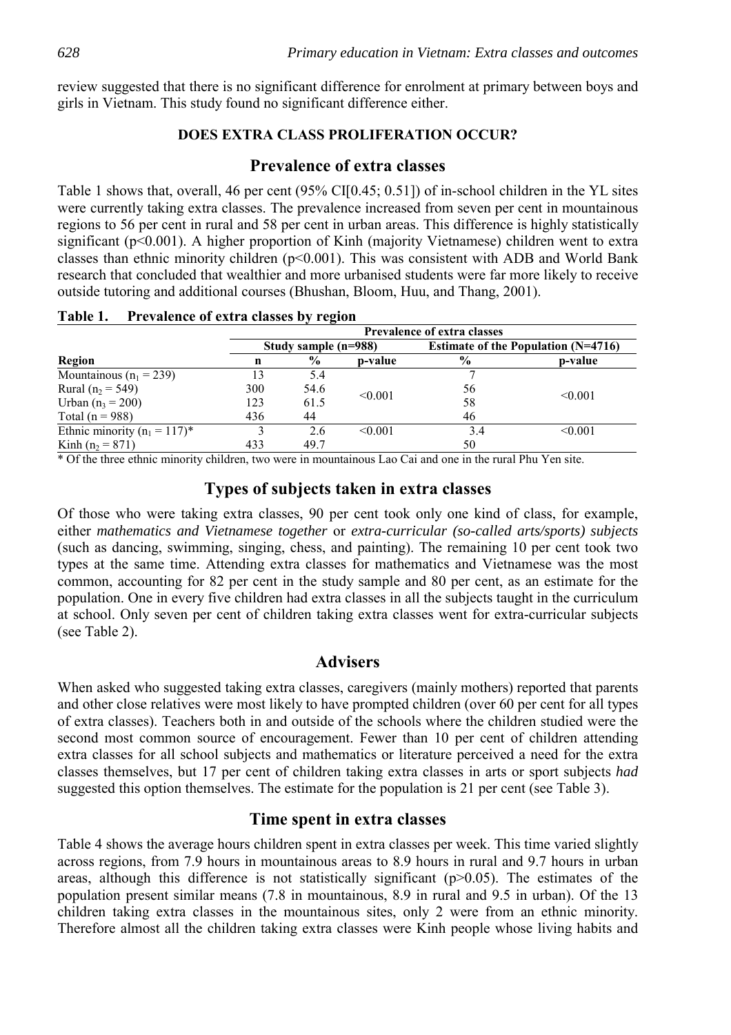review suggested that there is no significant difference for enrolment at primary between boys and girls in Vietnam. This study found no significant difference either.

## DOES EXTRA CLASS PROLIFERATION OCCUR?

### Prevalence of extra classes

Table 1 shows that, overall, 46 per cent (95% CI[0.45; 0.51]) of in-school children in the YL sites were currently taking extra classes. The prevalence increased from seven per cent in mountainous regions to 56 per cent in rural and 58 per cent in urban areas. This difference is highly statistically significant ($p<0.001$). A higher proportion of Kinh (majority Vietnamese) children went to extra classes than ethnic minority children ($p<0.001$). This was consistent with ADB and World Bank research that concluded that wealthier and more urbanised students were far more likely to receive outside tutoring and additional courses (Bhushan, Bloom, Huu, and Thang, 2001).

**Table 1. Prevalence of extra classes by region**

| | Prevalence of extra classes | | | | |
|---|---|---|---|---|---|
| | Study sample (n=988) | | | Estimate of the Population (N=4716) | |
| Region | n | % | p-value | % | p-value |
| Mountainous ($n_1 = 239$) | 13 | 5.4 | <0.001 | 7 | <0.001 |
| Rural ($n_2 = 549$) | 300 | 54.6 | | 56 | |
| Urban ($n_3 = 200$) | 123 | 61.5 | | 58 | |
| Total (n = 988) | 436 | 44 | | 46 | |
| Ethnic minority ($n_1 = 117$)* | 3 | 2.6 | <0.001 | 3.4 | <0.001 |
| Kinh ($n_2 = 871$) | 433 | 49.7 | | 50 | |

\* Of the three ethnic minority children, two were in mountainous Lao Cai and one in the rural Phu Yen site.

### Types of subjects taken in extra classes

Of those who were taking extra classes, 90 per cent took only one kind of class, for example, either *mathematics and Vietnamese together* or *extra-curricular (so-called arts/sports) subjects* (such as dancing, swimming, singing, chess, and painting). The remaining 10 per cent took two types at the same time. Attending extra classes for mathematics and Vietnamese was the most common, accounting for 82 per cent in the study sample and 80 per cent, as an estimate for the population. One in every five children had extra classes in all the subjects taught in the curriculum at school. Only seven per cent of children taking extra classes went for extra-curricular subjects (see Table 2).

### Advisers

When asked who suggested taking extra classes, caregivers (mainly mothers) reported that parents and other close relatives were most likely to have prompted children (over 60 per cent for all types of extra classes). Teachers both in and outside of the schools where the children studied were the second most common source of encouragement. Fewer than 10 per cent of children attending extra classes for all school subjects and mathematics or literature perceived a need for the extra classes themselves, but 17 per cent of children taking extra classes in arts or sport subjects *had* suggested this option themselves. The estimate for the population is 21 per cent (see Table 3).

### Time spent in extra classes

Table 4 shows the average hours children spent in extra classes per week. This time varied slightly across regions, from 7.9 hours in mountainous areas to 8.9 hours in rural and 9.7 hours in urban areas, although this difference is not statistically significant ($p>0.05$). The estimates of the population present similar means (7.8 in mountainous, 8.9 in rural and 9.5 in urban). Of the 13 children taking extra classes in the mountainous sites, only 2 were from an ethnic minority. Therefore almost all the children taking extra classes were Kinh people whose living habits and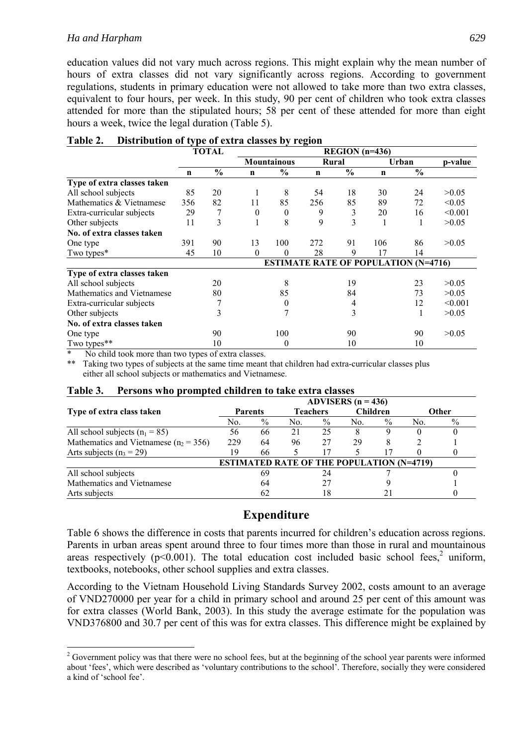education values did not vary much across regions. This might explain why the mean number of hours of extra classes did not vary significantly across regions. According to government regulations, students in primary education were not allowed to take more than two extra classes, equivalent to four hours, per week. In this study, 90 per cent of children who took extra classes attended for more than the stipulated hours; 58 per cent of these attended for more than eight hours a week, twice the legal duration (Table 5).

**Table 2. Distribution of type of extra classes by region**

| | TOTAL | | REGION (n=436) | | | | | | |
|---|---|---|---|---|---|---|---|---|---|
| | | | Mountainous | | Rural | | Urban | | p-value |
| | n | % | n | % | n | % | n | % | |
| **Type of extra classes taken** | | | | | | | | | |
| All school subjects | 85 | 20 | 1 | 8 | 54 | 18 | 30 | 24 | >0.05 |
| Mathematics & Vietnamese | 356 | 82 | 11 | 85 | 256 | 85 | 89 | 72 | <0.05 |
| Extra-curricular subjects | 29 | 7 | 0 | 0 | 9 | 3 | 20 | 16 | <0.001 |
| Other subjects | 11 | 3 | 1 | 8 | 9 | 3 | 1 | 1 | >0.05 |
| **No. of extra classes taken** | | | | | | | | | |
| One type | 391 | 90 | 13 | 100 | 272 | 91 | 106 | 86 | >0.05 |
| Two types* | 45 | 10 | 0 | 0 | 28 | 9 | 17 | 14 | |
| | | | **ESTIMATE RATE OF POPULATION (N=4716)** | | | | | | |
| **Type of extra classes taken** | | | | | | | | | |
| All school subjects | | 20 | | 8 | | 19 | | 23 | >0.05 |
| Mathematics and Vietnamese | | 80 | | 85 | | 84 | | 73 | >0.05 |
| Extra-curricular subjects | | 7 | | 0 | | 4 | | 12 | <0.001 |
| Other subjects | | 3 | | 7 | | 3 | | 1 | >0.05 |
| **No. of extra classes taken** | | | | | | | | | |
| One type | | 90 | | 100 | | 90 | | 90 | >0.05 |
| Two types** | | 10 | | 0 | | 10 | | 10 | |

\* No child took more than two types of extra classes.

\*\* Taking two types of subjects at the same time meant that children had extra-curricular classes plus either all school subjects or mathematics and Vietnamese.

**Table 3. Persons who prompted children to take extra classes**

| Type of extra class taken | ADVISERS (n = 436) | | | | | | | |
|---|---|---|---|---|---|---|---|---|
| | Parents | | Teachers | | Children | | Other | |
| | No. | % | No. | % | No. | % | No. | % |
| All school subjects ($n_1$ = 85) | 56 | 66 | 21 | 25 | 8 | 9 | 0 | 0 |
| Mathematics and Vietnamese ($n_2$ = 356) | 229 | 64 | 96 | 27 | 29 | 8 | 2 | 1 |
| Arts subjects ($n_3$ = 29) | 19 | 66 | 5 | 17 | 5 | 17 | 0 | 0 |
| | **ESTIMATED RATE OF THE POPULATION (N=4719)** | | | | | | | |
| All school subjects | | 69 | | 24 | | 7 | | 0 |
| Mathematics and Vietnamese | | 64 | | 27 | | 9 | | 1 |
| Arts subjects | | 62 | | 18 | | 21 | | 0 |

## Expenditure

Table 6 shows the difference in costs that parents incurred for children's education across regions. Parents in urban areas spent around three to four times more than those in rural and mountainous areas respectively ($p<0.001$). The total education cost included basic school fees,[2] uniform, textbooks, notebooks, other school supplies and extra classes.

According to the Vietnam Household Living Standards Survey 2002, costs amount to an average of VND270000 per year for a child in primary school and around 25 per cent of this amount was for extra classes (World Bank, 2003). In this study the average estimate for the population was VND376800 and 30.7 per cent of this was for extra classes. This difference might be explained by

[2] Government policy was that there were no school fees, but at the beginning of the school year parents were informed about 'fees', which were described as 'voluntary contributions to the school'. Therefore, socially they were considered a kind of 'school fee'.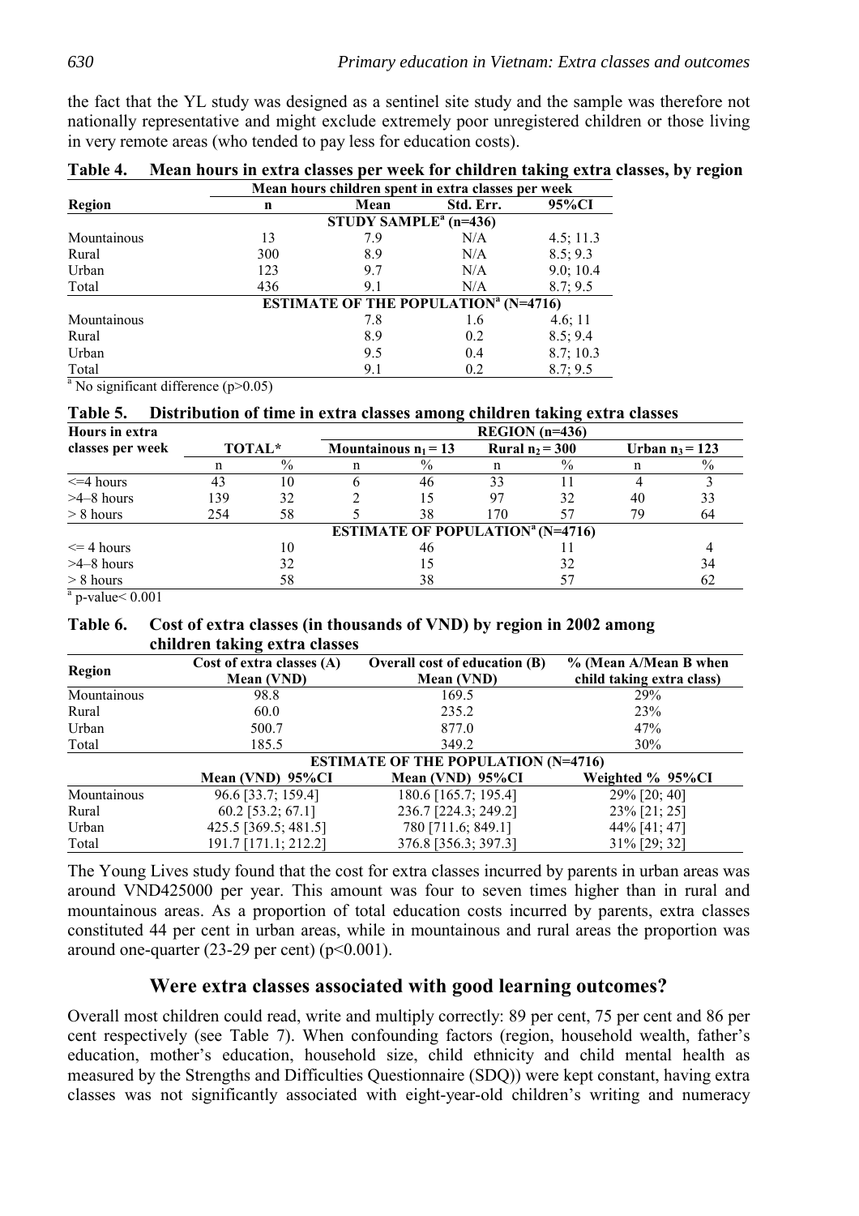the fact that the YL study was designed as a sentinel site study and the sample was therefore not nationally representative and might exclude extremely poor unregistered children or those living in very remote areas (who tended to pay less for education costs).

**Table 4. Mean hours in extra classes per week for children taking extra classes, by region**

| Region | Mean hours children spent in extra classes per week | | | |
|---|---|---|---|---|
| | n | Mean | Std. Err. | 95%CI |
| | STUDY SAMPLE[a] (n=436) | | | |
| Mountainous | 13 | 7.9 | N/A | 4.5; 11.3 |
| Rural | 300 | 8.9 | N/A | 8.5; 9.3 |
| Urban | 123 | 9.7 | N/A | 9.0; 10.4 |
| Total | 436 | 9.1 | N/A | 8.7; 9.5 |
| | ESTIMATE OF THE POPULATION[a] (N=4716) | | | |
| Mountainous | | 7.8 | 1.6 | 4.6; 11 |
| Rural | | 8.9 | 0.2 | 8.5; 9.4 |
| Urban | | 9.5 | 0.4 | 8.7; 10.3 |
| Total | | 9.1 | 0.2 | 8.7; 9.5 |

[a] No significant difference (p>0.05)

**Table 5. Distribution of time in extra classes among children taking extra classes**

| Hours in extra classes per week | TOTAL* | | REGION (n=436) | | | | | |
|---|---|---|---|---|---|---|---|---|
| | | | Mountainous $n_1 = 13$ | | Rural $n_2 = 300$ | | Urban $n_3 = 123$ | |
| | n | % | n | % | n | % | n | % |
| <=4 hours | 43 | 10 | 6 | 46 | 33 | 11 | 4 | 3 |
| >4–8 hours | 139 | 32 | 2 | 15 | 97 | 32 | 40 | 33 |
| > 8 hours | 254 | 58 | 5 | 38 | 170 | 57 | 79 | 64 |
| | ESTIMATE OF POPULATION[a] (N=4716) | | | | | | | |
| <= 4 hours | | 10 | | 46 | | 11 | | 4 |
| >4–8 hours | | 32 | | 15 | | 32 | | 34 |
| > 8 hours | | 58 | | 38 | | 57 | | 62 |

[a] p-value< 0.001

**Table 6. Cost of extra classes (in thousands of VND) by region in 2002 among children taking extra classes**

| Region | Cost of extra classes (A) Mean (VND) | Overall cost of education (B) Mean (VND) | % (Mean A/Mean B when child taking extra class) |
|---|---|---|---|
| Mountainous | 98.8 | 169.5 | 29% |
| Rural | 60.0 | 235.2 | 23% |
| Urban | 500.7 | 877.0 | 47% |
| Total | 185.5 | 349.2 | 30% |
| | ESTIMATE OF THE POPULATION (N=4716) | | |
| | Mean (VND) 95%CI | Mean (VND) 95%CI | Weighted % 95%CI |
| Mountainous | 96.6 [33.7; 159.4] | 180.6 [165.7; 195.4] | 29% [20; 40] |
| Rural | 60.2 [53.2; 67.1] | 236.7 [224.3; 249.2] | 23% [21; 25] |
| Urban | 425.5 [369.5; 481.5] | 780 [711.6; 849.1] | 44% [41; 47] |
| Total | 191.7 [171.1; 212.2] | 376.8 [356.3; 397.3] | 31% [29; 32] |

The Young Lives study found that the cost for extra classes incurred by parents in urban areas was around VND425000 per year. This amount was four to seven times higher than in rural and mountainous areas. As a proportion of total education costs incurred by parents, extra classes constituted 44 per cent in urban areas, while in mountainous and rural areas the proportion was around one-quarter (23-29 per cent) ($p<0.001$).

## Were extra classes associated with good learning outcomes?

Overall most children could read, write and multiply correctly: 89 per cent, 75 per cent and 86 per cent respectively (see Table 7). When confounding factors (region, household wealth, father's education, mother's education, household size, child ethnicity and child mental health as measured by the Strengths and Difficulties Questionnaire (SDQ)) were kept constant, having extra classes was not significantly associated with eight-year-old children's writing and numeracy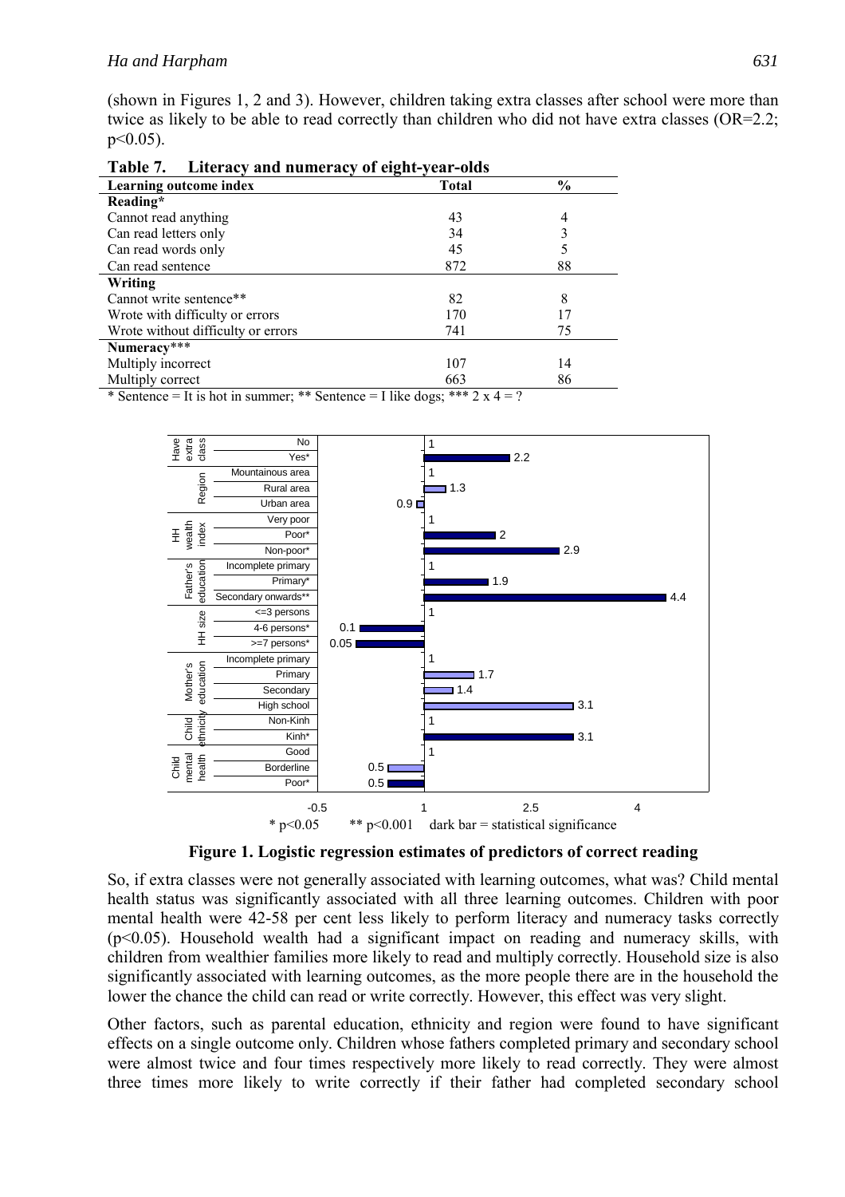(shown in Figures 1, 2 and 3). However, children taking extra classes after school were more than twice as likely to be able to read correctly than children who did not have extra classes (OR=2.2; $p<0.05$).

**Table 7. Literacy and numeracy of eight-year-olds**

| Learning outcome index | Total | % |
|---|---|---|
| **Reading*** | | |
| Cannot read anything | 43 | 4 |
| Can read letters only | 34 | 3 |
| Can read words only | 45 | 5 |
| Can read sentence | 872 | 88 |
| **Writing** | | |
| Cannot write sentence** | 82 | 8 |
| Wrote with difficulty or errors | 170 | 17 |
| Wrote without difficulty or errors | 741 | 75 |
| **Numeracy***** | | |
| Multiply incorrect | 107 | 14 |
| Multiply correct | 663 | 86 |

* Sentence = It is hot in summer; ** Sentence = I like dogs; *** 2 x 4 = ?

| Group | Category | Estimate |
|---|---|---|
| Have extra class | No | 1 |
| | Yes* | 2.2 |
| Region | Mountainous area | 1 |
| | Rural area | 1.3 |
| | Urban area | 0.9 |
| HH wealth index | Very poor | 1 |
| | Poor* | 2 |
| | Non-poor* | 2.9 |
| Father's education | Incomplete primary | 1 |
| | Primary* | 1.9 |
| | Secondary onwards** | 4.4 |
| HH size | <=3 persons | 1 |
| | 4-6 persons* | 0.1 |
| | >=7 persons* | 0.05 |
| Mother's education | Incomplete primary | 1 |
| | Primary | 1.7 |
| | Secondary | 1.4 |
| | High school | 3.1 |
| Child ethnicity | Non-Kinh | 1 |
| | Kinh* | 3.1 |
| Child mental health | Good | 1 |
| | Borderline | 0.5 |
| | Poor* | 0.5 |

* $p<0.05$ ** $p<0.001$ dark bar = statistical significance

**Figure 1. Logistic regression estimates of predictors of correct reading**

So, if extra classes were not generally associated with learning outcomes, what was? Child mental health status was significantly associated with all three learning outcomes. Children with poor mental health were 42-58 per cent less likely to perform literacy and numeracy tasks correctly ($p<0.05$). Household wealth had a significant impact on reading and numeracy skills, with children from wealthier families more likely to read and multiply correctly. Household size is also significantly associated with learning outcomes, as the more people there are in the household the lower the chance the child can read or write correctly. However, this effect was very slight.

Other factors, such as parental education, ethnicity and region were found to have significant effects on a single outcome only. Children whose fathers completed primary and secondary school were almost twice and four times respectively more likely to read correctly. They were almost three times more likely to write correctly if their father had completed secondary school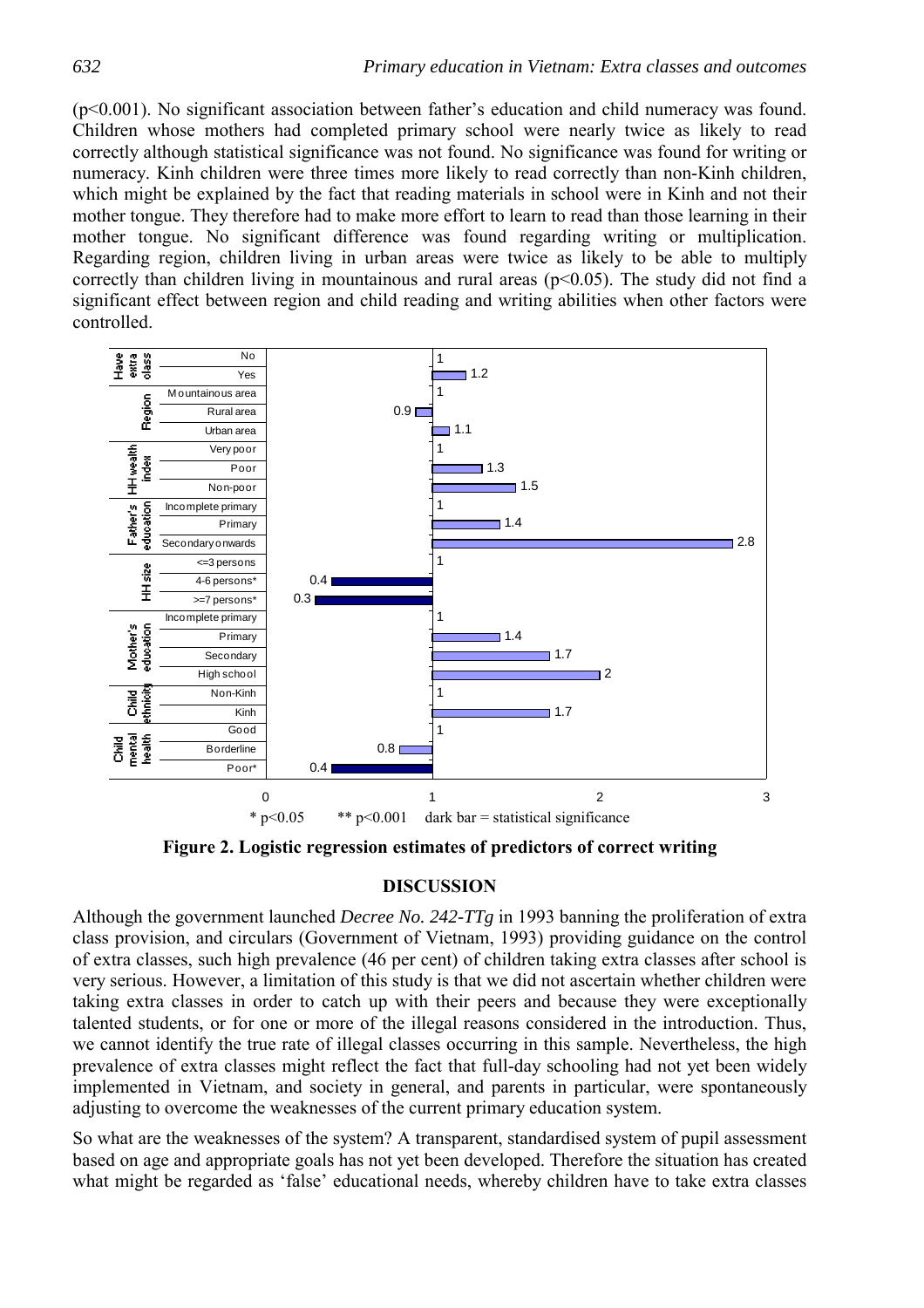(p<0.001). No significant association between father's education and child numeracy was found. Children whose mothers had completed primary school were nearly twice as likely to read correctly although statistical significance was not found. No significance was found for writing or numeracy. Kinh children were three times more likely to read correctly than non-Kinh children, which might be explained by the fact that reading materials in school were in Kinh and not their mother tongue. They therefore had to make more effort to learn to read than those learning in their mother tongue. No significant difference was found regarding writing or multiplication. Regarding region, children living in urban areas were twice as likely to be able to multiply correctly than children living in mountainous and rural areas (p<0.05). The study did not find a significant effect between region and child reading and writing abilities when other factors were controlled.

| Variable | Category | Estimate |
|---|---|---|
| Have extra class | No | 1 |
| | Yes | 1.2 |
| Region | Mountainous area | 1 |
| | Rural area | 0.9 |
| | Urban area | 1.1 |
| HH wealth index | Very poor | 1 |
| | Poor | 1.3 |
| | Non-poor | 1.5 |
| Father's education | Incomplete primary | 1 |
| | Primary | 1.4 |
| | Secondary onwards | 2.8 |
| HH size | <=3 persons | 1 |
| | 4-6 persons* | 0.4 |
| | >=7 persons* | 0.3 |
| Mother's education | Incomplete primary | 1 |
| | Primary | 1.4 |
| | Secondary | 1.7 |
| | High school | 2 |
| Child ethnicity | Non-Kinh | 1 |
| | Kinh | 1.7 |
| Child mental health | Good | 1 |
| | Borderline | 0.8 |
| | Poor* | 0.4 |

\* p<0.05 &nbsp;&nbsp; ** p<0.001 &nbsp;&nbsp; dark bar = statistical significance

**Figure 2. Logistic regression estimates of predictors of correct writing**

## DISCUSSION

Although the government launched *Decree No. 242-TTg* in 1993 banning the proliferation of extra class provision, and circulars (Government of Vietnam, 1993) providing guidance on the control of extra classes, such high prevalence (46 per cent) of children taking extra classes after school is very serious. However, a limitation of this study is that we did not ascertain whether children were taking extra classes in order to catch up with their peers and because they were exceptionally talented students, or for one or more of the illegal reasons considered in the introduction. Thus, we cannot identify the true rate of illegal classes occurring in this sample. Nevertheless, the high prevalence of extra classes might reflect the fact that full-day schooling had not yet been widely implemented in Vietnam, and society in general, and parents in particular, were spontaneously adjusting to overcome the weaknesses of the current primary education system.

So what are the weaknesses of the system? A transparent, standardised system of pupil assessment based on age and appropriate goals has not yet been developed. Therefore the situation has created what might be regarded as 'false' educational needs, whereby children have to take extra classes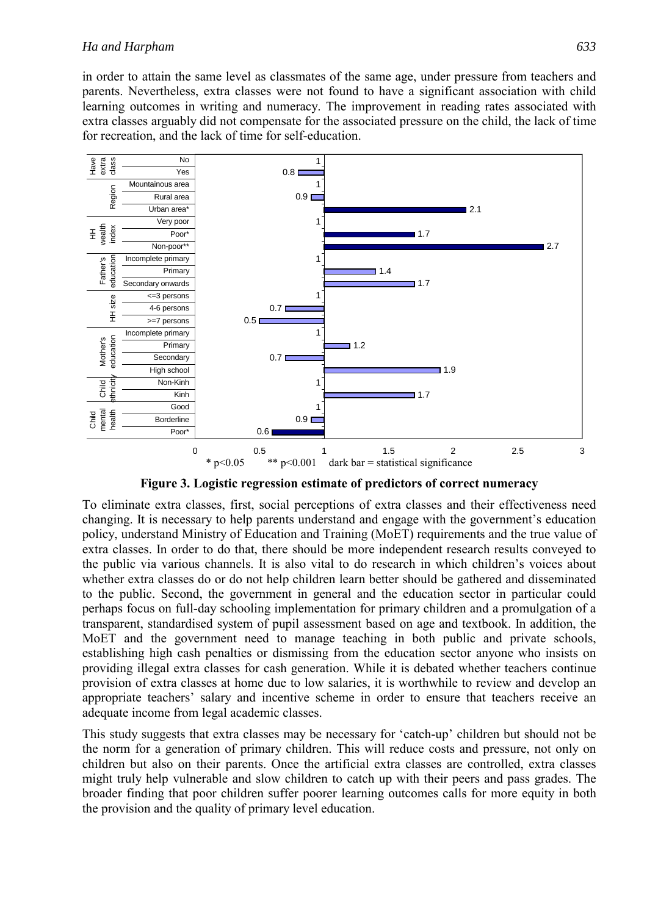in order to attain the same level as classmates of the same age, under pressure from teachers and parents. Nevertheless, extra classes were not found to have a significant association with child learning outcomes in writing and numeracy. The improvement in reading rates associated with extra classes arguably did not compensate for the associated pressure on the child, the lack of time for recreation, and the lack of time for self-education.

| Variable | Category | Estimate |
|---|---|---|
| Have extra class | No | 1 |
| | Yes | 0.8 |
| Region | Mountainous area | 1 |
| | Rural area | 0.9 |
| | Urban area* | 2.1 |
| HH wealth index | Very poor | 1 |
| | Poor* | 1.7 |
| | Non-poor** | 2.7 |
| Father's education | Incomplete primary | 1 |
| | Primary | 1.4 |
| | Secondary onwards | 1.7 |
| HH size | <=3 persons | 1 |
| | 4-6 persons | 0.7 |
| | >=7 persons | 0.5 |
| Mother's education | Incomplete primary | 1 |
| | Primary | 1.2 |
| | Secondary | 0.7 |
| | High school | 1.9 |
| Child ethnicity | Non-Kinh | 1 |
| | Kinh | 1.7 |
| Child mental health | Good | 1 |
| | Borderline | 0.9 |
| | Poor* | 0.6 |

* $p<0.05$ ** $p<0.001$ dark bar = statistical significance

**Figure 3. Logistic regression estimate of predictors of correct numeracy**

To eliminate extra classes, first, social perceptions of extra classes and their effectiveness need changing. It is necessary to help parents understand and engage with the government's education policy, understand Ministry of Education and Training (MoET) requirements and the true value of extra classes. In order to do that, there should be more independent research results conveyed to the public via various channels. It is also vital to do research in which children's voices about whether extra classes do or do not help children learn better should be gathered and disseminated to the public. Second, the government in general and the education sector in particular could perhaps focus on full-day schooling implementation for primary children and a promulgation of a transparent, standardised system of pupil assessment based on age and textbook. In addition, the MoET and the government need to manage teaching in both public and private schools, establishing high cash penalties or dismissing from the education sector anyone who insists on providing illegal extra classes for cash generation. While it is debated whether teachers continue provision of extra classes at home due to low salaries, it is worthwhile to review and develop an appropriate teachers' salary and incentive scheme in order to ensure that teachers receive an adequate income from legal academic classes.

This study suggests that extra classes may be necessary for 'catch-up' children but should not be the norm for a generation of primary children. This will reduce costs and pressure, not only on children but also on their parents. Once the artificial extra classes are controlled, extra classes might truly help vulnerable and slow children to catch up with their peers and pass grades. The broader finding that poor children suffer poorer learning outcomes calls for more equity in both the provision and the quality of primary level education.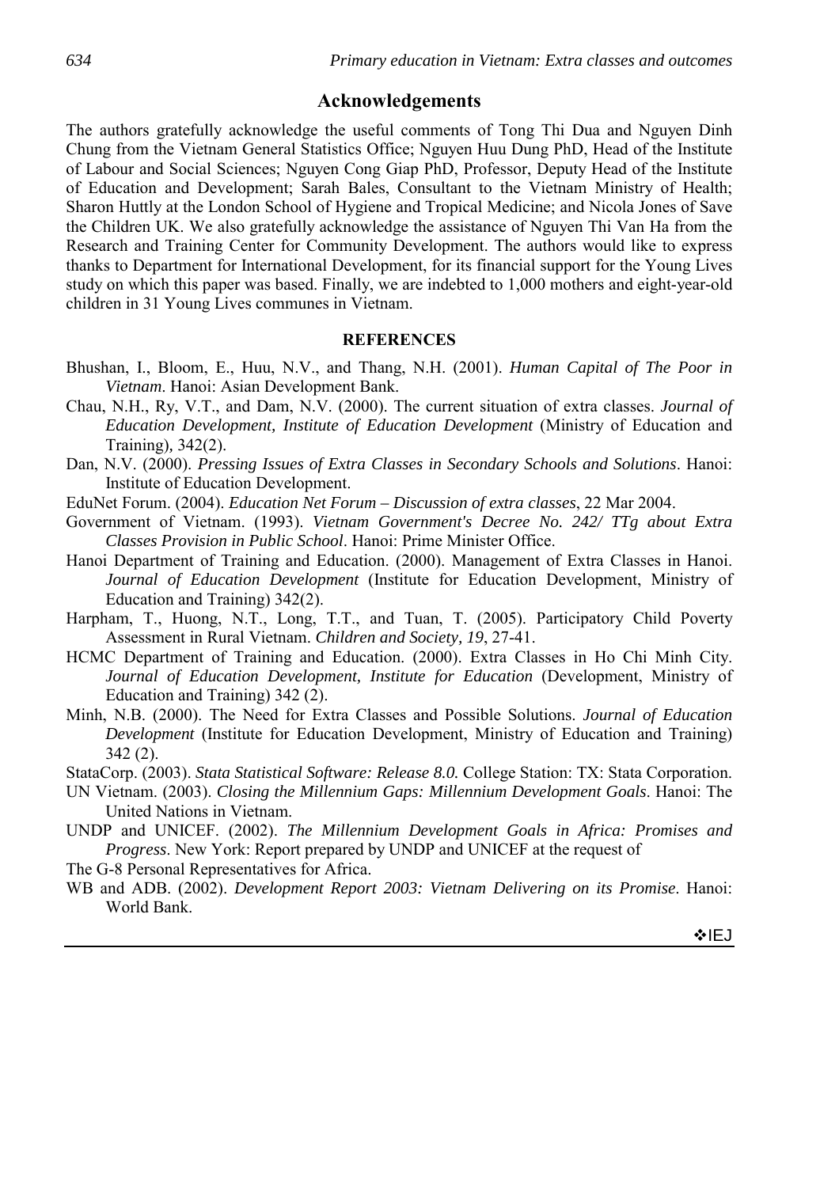## Acknowledgements

The authors gratefully acknowledge the useful comments of Tong Thi Dua and Nguyen Dinh Chung from the Vietnam General Statistics Office; Nguyen Huu Dung PhD, Head of the Institute of Labour and Social Sciences; Nguyen Cong Giap PhD, Professor, Deputy Head of the Institute of Education and Development; Sarah Bales, Consultant to the Vietnam Ministry of Health; Sharon Huttly at the London School of Hygiene and Tropical Medicine; and Nicola Jones of Save the Children UK. We also gratefully acknowledge the assistance of Nguyen Thi Van Ha from the Research and Training Center for Community Development. The authors would like to express thanks to Department for International Development, for its financial support for the Young Lives study on which this paper was based. Finally, we are indebted to 1,000 mothers and eight-year-old children in 31 Young Lives communes in Vietnam.

## REFERENCES

Bhushan, I., Bloom, E., Huu, N.V., and Thang, N.H. (2001). *Human Capital of The Poor in Vietnam*. Hanoi: Asian Development Bank.

Chau, N.H., Ry, V.T., and Dam, N.V. (2000). The current situation of extra classes. *Journal of Education Development, Institute of Education Development* (Ministry of Education and Training), 342(2).

Dan, N.V. (2000). *Pressing Issues of Extra Classes in Secondary Schools and Solutions*. Hanoi: Institute of Education Development.

EduNet Forum. (2004). *Education Net Forum – Discussion of extra classes*, 22 Mar 2004.

Government of Vietnam. (1993). *Vietnam Government's Decree No. 242/ TTg about Extra Classes Provision in Public School*. Hanoi: Prime Minister Office.

Hanoi Department of Training and Education. (2000). Management of Extra Classes in Hanoi. *Journal of Education Development* (Institute for Education Development, Ministry of Education and Training) 342(2).

Harpham, T., Huong, N.T., Long, T.T., and Tuan, T. (2005). Participatory Child Poverty Assessment in Rural Vietnam. *Children and Society, 19*, 27-41.

HCMC Department of Training and Education. (2000). Extra Classes in Ho Chi Minh City. *Journal of Education Development, Institute for Education* (Development, Ministry of Education and Training) 342 (2).

Minh, N.B. (2000). The Need for Extra Classes and Possible Solutions. *Journal of Education Development* (Institute for Education Development, Ministry of Education and Training) 342 (2).

StataCorp. (2003). *Stata Statistical Software: Release 8.0.* College Station: TX: Stata Corporation.

UN Vietnam. (2003). *Closing the Millennium Gaps: Millennium Development Goals*. Hanoi: The United Nations in Vietnam.

UNDP and UNICEF. (2002). *The Millennium Development Goals in Africa: Promises and Progress*. New York: Report prepared by UNDP and UNICEF at the request of

The G-8 Personal Representatives for Africa.

WB and ADB. (2002). *Development Report 2003: Vietnam Delivering on its Promise*. Hanoi: World Bank.

❖IEJ